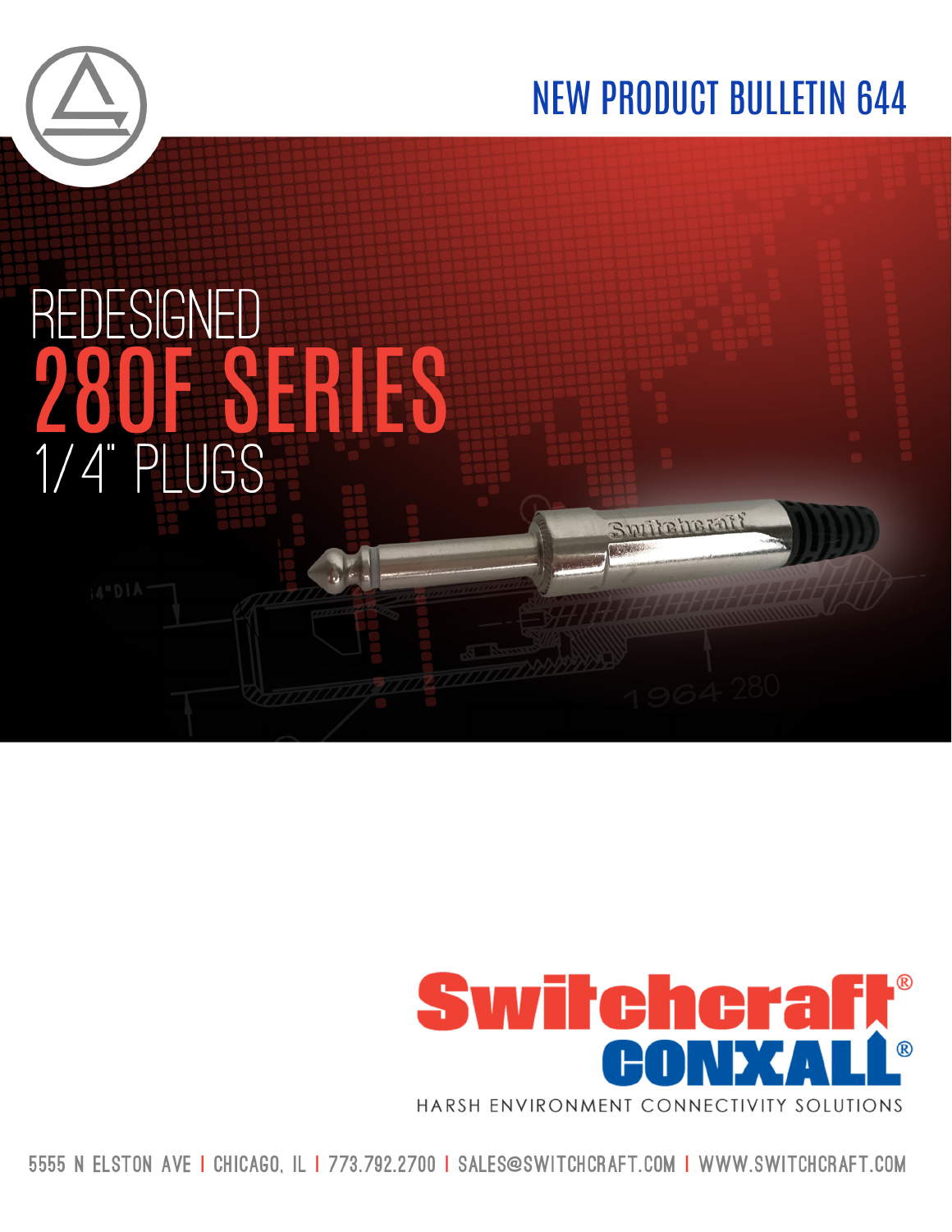# NEW PRODUCT BULLETIN 644

# REDESIGNED 280F SERIES 1/4" PLUGS

Switchcraft® CONXALL®

HARSH ENVIRONMENT CONNECTIVITY SOLUTIONS

5555 N ELSTON AVE | CHICAGO, IL | 773.792.2700 | SALES@SWITCHCRAFT.COM | WWW.SWITCHCRAFT.COM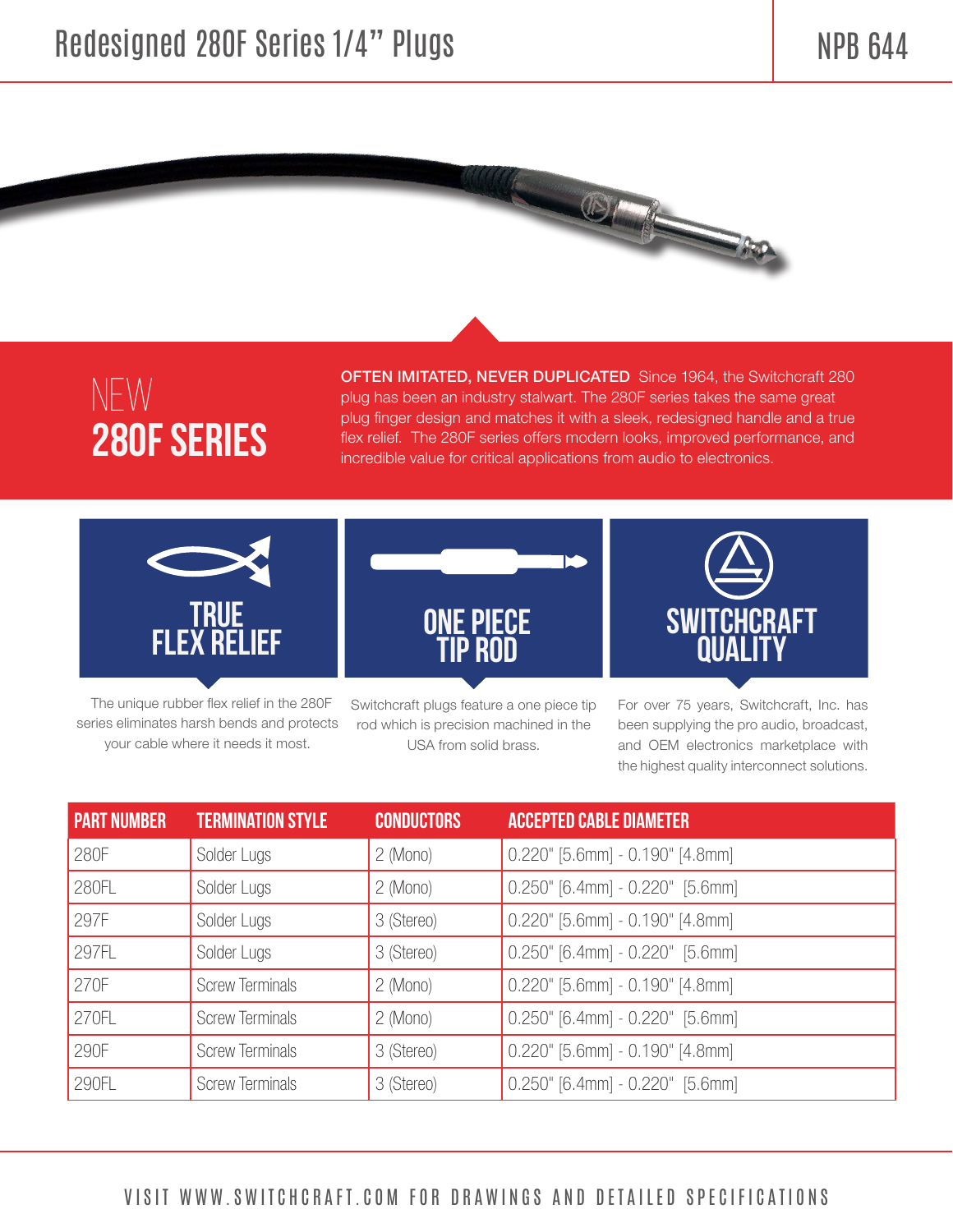# Redesigned 280F Series 1/4" Plugs

NPB 644

## NEW 280F SERIES

**OFTEN IMITATED, NEVER DUPLICATED** Since 1964, the Switchcraft 280 plug has been an industry stalwart. The 280F series takes the same great plug finger design and matches it with a sleek, redesigned handle and a true flex relief. The 280F series offers modern looks, improved performance, and incredible value for critical applications from audio to electronics.

### TRUE FLEX RELIEF

The unique rubber flex relief in the 280F series eliminates harsh bends and protects your cable where it needs it most.

### ONE PIECE TIP ROD

Switchcraft plugs feature a one piece tip rod which is precision machined in the USA from solid brass.

### SWITCHCRAFT QUALITY

For over 75 years, Switchcraft, Inc. has been supplying the pro audio, broadcast, and OEM electronics marketplace with the highest quality interconnect solutions.

| PART NUMBER | TERMINATION STYLE | CONDUCTORS | ACCEPTED CABLE DIAMETER |
|---|---|---|---|
| 280F | Solder Lugs | 2 (Mono) | 0.220" [5.6mm] - 0.190" [4.8mm] |
| 280FL | Solder Lugs | 2 (Mono) | 0.250" [6.4mm] - 0.220" [5.6mm] |
| 297F | Solder Lugs | 3 (Stereo) | 0.220" [5.6mm] - 0.190" [4.8mm] |
| 297FL | Solder Lugs | 3 (Stereo) | 0.250" [6.4mm] - 0.220" [5.6mm] |
| 270F | Screw Terminals | 2 (Mono) | 0.220" [5.6mm] - 0.190" [4.8mm] |
| 270FL | Screw Terminals | 2 (Mono) | 0.250" [6.4mm] - 0.220" [5.6mm] |
| 290F | Screw Terminals | 3 (Stereo) | 0.220" [5.6mm] - 0.190" [4.8mm] |
| 290FL | Screw Terminals | 3 (Stereo) | 0.250" [6.4mm] - 0.220" [5.6mm] |

VISIT WWW.SWITCHCRAFT.COM FOR DRAWINGS AND DETAILED SPECIFICATIONS